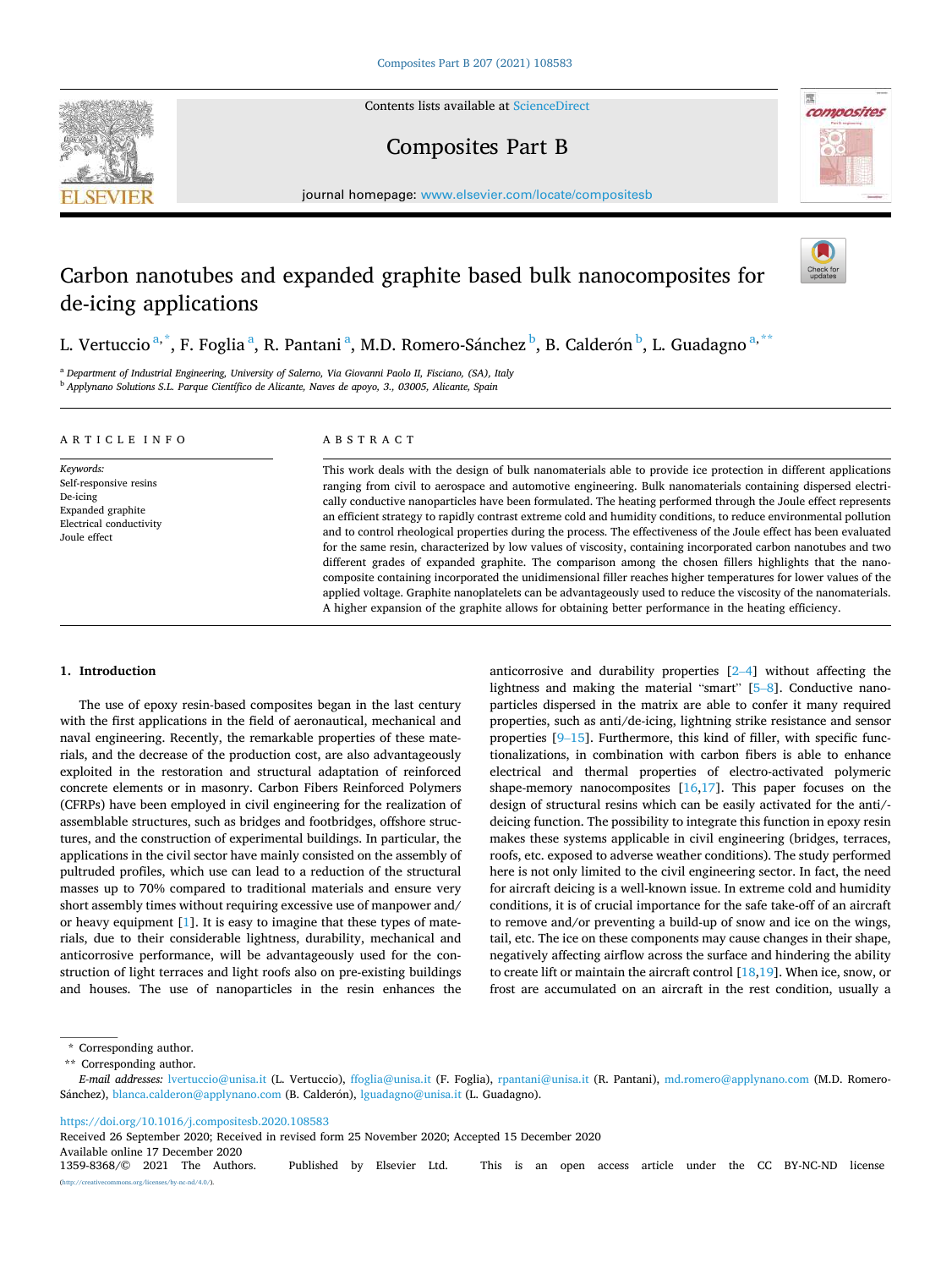# Carbon nanotubes and expanded graphite based bulk nanocomposites for de-icing applications

L. Vertuccio [a,*], F. Foglia [a], R. Pantani [a], M.D. Romero-Sánchez [b], B. Calderón [b], L. Guadagno [a,**]

[a] Department of Industrial Engineering, University of Salerno, Via Giovanni Paolo II, Fisciano, (SA), Italy
[b] Applynano Solutions S.L. Parque Científico de Alicante, Naves de apoyo, 3., 03005, Alicante, Spain

## ARTICLE INFO

*Keywords:*
Self-responsive resins
De-icing
Expanded graphite
Electrical conductivity
Joule effect

## ABSTRACT

This work deals with the design of bulk nanomaterials able to provide ice protection in different applications ranging from civil to aerospace and automotive engineering. Bulk nanomaterials containing dispersed electrically conductive nanoparticles have been formulated. The heating performed through the Joule effect represents an efficient strategy to rapidly contrast extreme cold and humidity conditions, to reduce environmental pollution and to control rheological properties during the process. The effectiveness of the Joule effect has been evaluated for the same resin, characterized by low values of viscosity, containing incorporated carbon nanotubes and two different grades of expanded graphite. The comparison among the chosen fillers highlights that the nanocomposite containing incorporated the unidimensional filler reaches higher temperatures for lower values of the applied voltage. Graphite nanoplatelets can be advantageously used to reduce the viscosity of the nanomaterials. A higher expansion of the graphite allows for obtaining better performance in the heating efficiency.

## 1. Introduction

The use of epoxy resin-based composites began in the last century with the first applications in the field of aeronautical, mechanical and naval engineering. Recently, the remarkable properties of these materials, and the decrease of the production cost, are also advantageously exploited in the restoration and structural adaptation of reinforced concrete elements or in masonry. Carbon Fibers Reinforced Polymers (CFRPs) have been employed in civil engineering for the realization of assemblable structures, such as bridges and footbridges, offshore structures, and the construction of experimental buildings. In particular, the applications in the civil sector have mainly consisted on the assembly of pultruded profiles, which use can lead to a reduction of the structural masses up to 70% compared to traditional materials and ensure very short assembly times without requiring excessive use of manpower and/or heavy equipment [1]. It is easy to imagine that these types of materials, due to their considerable lightness, durability, mechanical and anticorrosive performance, will be advantageously used for the construction of light terraces and light roofs also on pre-existing buildings and houses. The use of nanoparticles in the resin enhances the anticorrosive and durability properties [2–4] without affecting the lightness and making the material "smart" [5–8]. Conductive nanoparticles dispersed in the matrix are able to confer it many required properties, such as anti/de-icing, lightning strike resistance and sensor properties [9–15]. Furthermore, this kind of filler, with specific functionalizations, in combination with carbon fibers is able to enhance electrical and thermal properties of electro-activated polymeric shape-memory nanocomposites [16,17]. This paper focuses on the design of structural resins which can be easily activated for the anti/deicing function. The possibility to integrate this function in epoxy resin makes these systems applicable in civil engineering (bridges, terraces, roofs, etc. exposed to adverse weather conditions). The study performed here is not only limited to the civil engineering sector. In fact, the need for aircraft deicing is a well-known issue. In extreme cold and humidity conditions, it is of crucial importance for the safe take-off of an aircraft to remove and/or preventing a build-up of snow and ice on the wings, tail, etc. The ice on these components may cause changes in their shape, negatively affecting airflow across the surface and hindering the ability to create lift or maintain the aircraft control [18,19]. When ice, snow, or frost are accumulated on an aircraft in the rest condition, usually a

\* Corresponding author.
\*\* Corresponding author.
*E-mail addresses:* lvertuccio@unisa.it (L. Vertuccio), ffoglia@unisa.it (F. Foglia), rpantani@unisa.it (R. Pantani), md.romero@applynano.com (M.D. Romero-Sánchez), blanca.calderon@applynano.com (B. Calderón), lguadagno@unisa.it (L. Guadagno).

https://doi.org/10.1016/j.compositesb.2020.108583
Received 26 September 2020; Received in revised form 25 November 2020; Accepted 15 December 2020
Available online 17 December 2020
1359-8368/© 2021 The Authors. Published by Elsevier Ltd. This is an open access article under the CC BY-NC-ND license (http://creativecommons.org/licenses/by-nc-nd/4.0/).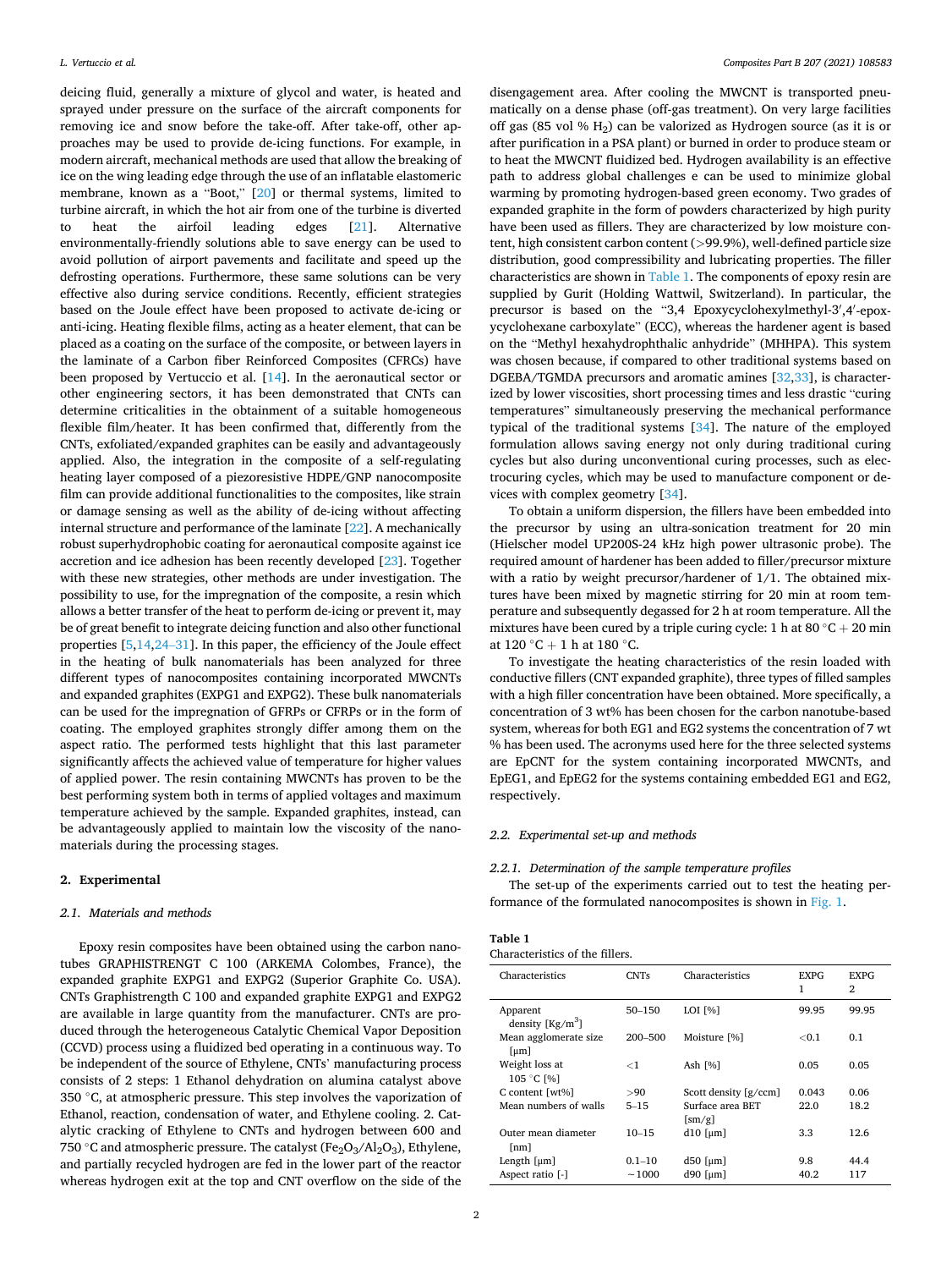deicing fluid, generally a mixture of glycol and water, is heated and sprayed under pressure on the surface of the aircraft components for removing ice and snow before the take-off. After take-off, other approaches may be used to provide de-icing functions. For example, in modern aircraft, mechanical methods are used that allow the breaking of ice on the wing leading edge through the use of an inflatable elastomeric membrane, known as a "Boot," [20] or thermal systems, limited to turbine aircraft, in which the hot air from one of the turbine is diverted to heat the airfoil leading edges [21]. Alternative environmentally-friendly solutions able to save energy can be used to avoid pollution of airport pavements and facilitate and speed up the defrosting operations. Furthermore, these same solutions can be very effective also during service conditions. Recently, efficient strategies based on the Joule effect have been proposed to activate de-icing or anti-icing. Heating flexible films, acting as a heater element, that can be placed as a coating on the surface of the composite, or between layers in the laminate of a Carbon fiber Reinforced Composites (CFRCs) have been proposed by Vertuccio et al. [14]. In the aeronautical sector or other engineering sectors, it has been demonstrated that CNTs can determine criticalities in the obtainment of a suitable homogeneous flexible film/heater. It has been confirmed that, differently from the CNTs, exfoliated/expanded graphites can be easily and advantageously applied. Also, the integration in the composite of a self-regulating heating layer composed of a piezoresistive HDPE/GNP nanocomposite film can provide additional functionalities to the composites, like strain or damage sensing as well as the ability of de-icing without affecting internal structure and performance of the laminate [22]. A mechanically robust superhydrophobic coating for aeronautical composite against ice accretion and ice adhesion has been recently developed [23]. Together with these new strategies, other methods are under investigation. The possibility to use, for the impregnation of the composite, a resin which allows a better transfer of the heat to perform de-icing or prevent it, may be of great benefit to integrate deicing function and also other functional properties [5,14,24–31]. In this paper, the efficiency of the Joule effect in the heating of bulk nanomaterials has been analyzed for three different types of nanocomposites containing incorporated MWCNTs and expanded graphites (EXPG1 and EXPG2). These bulk nanomaterials can be used for the impregnation of GFRPs or CFRPs or in the form of coating. The employed graphites strongly differ among them on the aspect ratio. The performed tests highlight that this last parameter significantly affects the achieved value of temperature for higher values of applied power. The resin containing MWCNTs has proven to be the best performing system both in terms of applied voltages and maximum temperature achieved by the sample. Expanded graphites, instead, can be advantageously applied to maintain low the viscosity of the nanomaterials during the processing stages.

## 2. Experimental

### 2.1. Materials and methods

Epoxy resin composites have been obtained using the carbon nanotubes GRAPHISTRENGT C 100 (ARKEMA Colombes, France), the expanded graphite EXPG1 and EXPG2 (Superior Graphite Co. USA). CNTs Graphistrength C 100 and expanded graphite EXPG1 and EXPG2 are available in large quantity from the manufacturer. CNTs are produced through the heterogeneous Catalytic Chemical Vapor Deposition (CCVD) process using a fluidized bed operating in a continuous way. To be independent of the source of Ethylene, CNTs' manufacturing process consists of 2 steps: 1 Ethanol dehydration on alumina catalyst above 350 °C, at atmospheric pressure. This step involves the vaporization of Ethanol, reaction, condensation of water, and Ethylene cooling. 2. Catalytic cracking of Ethylene to CNTs and hydrogen between 600 and 750 °C and atmospheric pressure. The catalyst ($Fe_2O_3/Al_2O_3$), Ethylene, and partially recycled hydrogen are fed in the lower part of the reactor whereas hydrogen exit at the top and CNT overflow on the side of the disengagement area. After cooling the MWCNT is transported pneumatically on a dense phase (off-gas treatment). On very large facilities off gas (85 vol % $H_2$) can be valorized as Hydrogen source (as it is or after purification in a PSA plant) or burned in order to produce steam or to heat the MWCNT fluidized bed. Hydrogen availability is an effective path to address global challenges e can be used to minimize global warming by promoting hydrogen-based green economy. Two grades of expanded graphite in the form of powders characterized by high purity have been used as fillers. They are characterized by low moisture content, high consistent carbon content (>99.9%), well-defined particle size distribution, good compressibility and lubricating properties. The filler characteristics are shown in Table 1. The components of epoxy resin are supplied by Gurit (Holding Wattwil, Switzerland). In particular, the precursor is based on the "3,4 Epoxycyclohexylmethyl-3′,4′-epoxycyclohexane carboxylate" (ECC), whereas the hardener agent is based on the "Methyl hexahydrophthalic anhydride" (MHHPA). This system was chosen because, if compared to other traditional systems based on DGEBA/TGMDA precursors and aromatic amines [32,33], is characterized by lower viscosities, short processing times and less drastic "curing temperatures" simultaneously preserving the mechanical performance typical of the traditional systems [34]. The nature of the employed formulation allows saving energy not only during traditional curing cycles but also during unconventional curing processes, such as electrocuring cycles, which may be used to manufacture component or devices with complex geometry [34].

To obtain a uniform dispersion, the fillers have been embedded into the precursor by using an ultra-sonication treatment for 20 min (Hielscher model UP200S-24 kHz high power ultrasonic probe). The required amount of hardener has been added to filler/precursor mixture with a ratio by weight precursor/hardener of 1/1. The obtained mixtures have been mixed by magnetic stirring for 20 min at room temperature and subsequently degassed for 2 h at room temperature. All the mixtures have been cured by a triple curing cycle: 1 h at 80 °C + 20 min at 120 °C + 1 h at 180 °C.

To investigate the heating characteristics of the resin loaded with conductive fillers (CNT expanded graphite), three types of filled samples with a high filler concentration have been obtained. More specifically, a concentration of 3 wt% has been chosen for the carbon nanotube-based system, whereas for both EG1 and EG2 systems the concentration of 7 wt % has been used. The acronyms used here for the three selected systems are EpCNT for the system containing incorporated MWCNTs, and EpEG1, and EpEG2 for the systems containing embedded EG1 and EG2, respectively.

### 2.2. Experimental set-up and methods

#### 2.2.1. Determination of the sample temperature profiles

The set-up of the experiments carried out to test the heating performance of the formulated nanocomposites is shown in Fig. 1.

**Table 1**
Characteristics of the fillers.

| Characteristics | CNTs | Characteristics | EXPG 1 | EXPG 2 |
|---|---|---|---|---|
| Apparent density [Kg/m$^3$] | 50–150 | LOI [%] | 99.95 | 99.95 |
| Mean agglomerate size [μm] | 200–500 | Moisture [%] | <0.1 | 0.1 |
| Weight loss at 105 °C [%] | <1 | Ash [%] | 0.05 | 0.05 |
| C content [wt%] | >90 | Scott density [g/ccm] | 0.043 | 0.06 |
| Mean numbers of walls | 5–15 | Surface area BET [sm/g] | 22.0 | 18.2 |
| Outer mean diameter [nm] | 10–15 | d10 [μm] | 3.3 | 12.6 |
| Length [μm] | 0.1–10 | d50 [μm] | 9.8 | 44.4 |
| Aspect ratio [-] | ~1000 | d90 [μm] | 40.2 | 117 |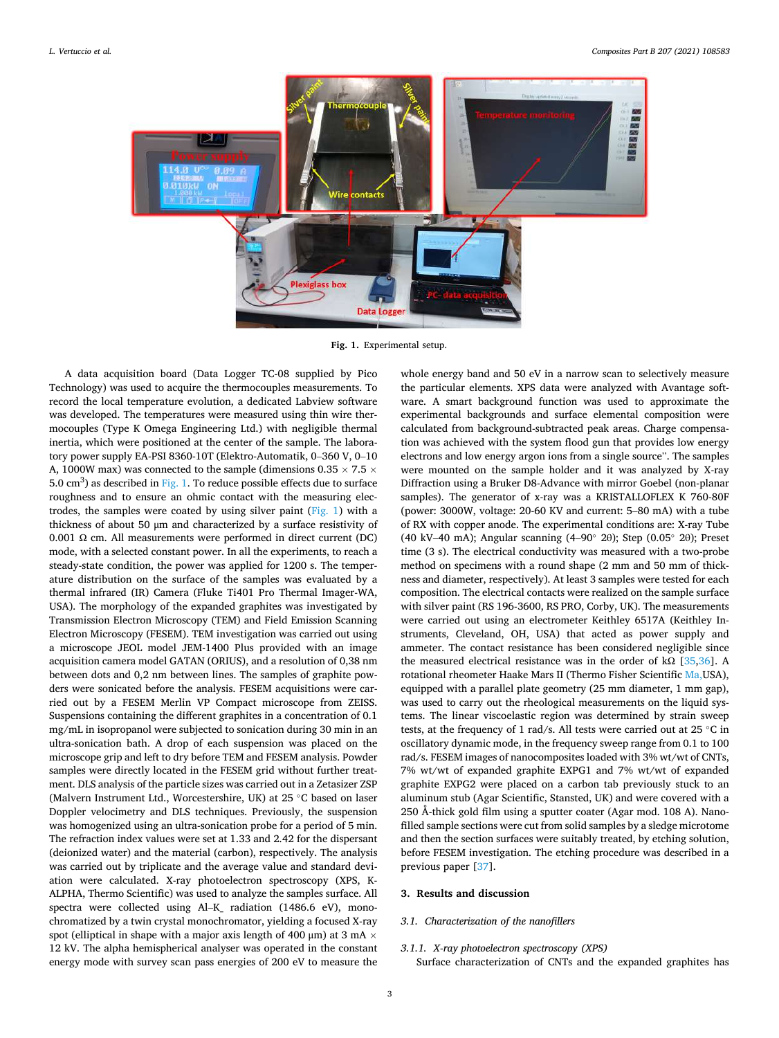Fig. 1. Experimental setup.

A data acquisition board (Data Logger TC-08 supplied by Pico Technology) was used to acquire the thermocouples measurements. To record the local temperature evolution, a dedicated Labview software was developed. The temperatures were measured using thin wire thermocouples (Type K Omega Engineering Ltd.) with negligible thermal inertia, which were positioned at the center of the sample. The laboratory power supply EA-PSI 8360-10T (Elektro-Automatik, 0–360 V, 0–10 A, 1000W max) was connected to the sample (dimensions 0.35 × 7.5 × 5.0 $cm^3$) as described in Fig. 1. To reduce possible effects due to surface roughness and to ensure an ohmic contact with the measuring electrodes, the samples were coated by using silver paint (Fig. 1) with a thickness of about 50 μm and characterized by a surface resistivity of 0.001 Ω cm. All measurements were performed in direct current (DC) mode, with a selected constant power. In all the experiments, to reach a steady-state condition, the power was applied for 1200 s. The temperature distribution on the surface of the samples was evaluated by a thermal infrared (IR) Camera (Fluke Ti401 Pro Thermal Imager-WA, USA). The morphology of the expanded graphites was investigated by Transmission Electron Microscopy (TEM) and Field Emission Scanning Electron Microscopy (FESEM). TEM investigation was carried out using a microscope JEOL model JEM-1400 Plus provided with an image acquisition camera model GATAN (ORIUS), and a resolution of 0,38 nm between dots and 0,2 nm between lines. The samples of graphite powders were sonicated before the analysis. FESEM acquisitions were carried out by a FESEM Merlin VP Compact microscope from ZEISS. Suspensions containing the different graphites in a concentration of 0.1 mg/mL in isopropanol were subjected to sonication during 30 min in an ultra-sonication bath. A drop of each suspension was placed on the microscope grip and left to dry before TEM and FESEM analysis. Powder samples were directly located in the FESEM grid without further treatment. DLS analysis of the particle sizes was carried out in a Zetasizer ZSP (Malvern Instrument Ltd., Worcestershire, UK) at 25 °C based on laser Doppler velocimetry and DLS techniques. Previously, the suspension was homogenized using an ultra-sonication probe for a period of 5 min. The refraction index values were set at 1.33 and 2.42 for the dispersant (deionized water) and the material (carbon), respectively. The analysis was carried out by triplicate and the average value and standard deviation were calculated. X-ray photoelectron spectroscopy (XPS, K-ALPHA, Thermo Scientific) was used to analyze the samples surface. All spectra were collected using Al–K_ radiation (1486.6 eV), monochromatized by a twin crystal monochromator, yielding a focused X-ray spot (elliptical in shape with a major axis length of 400 μm) at 3 mA × 12 kV. The alpha hemispherical analyser was operated in the constant energy mode with survey scan pass energies of 200 eV to measure the whole energy band and 50 eV in a narrow scan to selectively measure the particular elements. XPS data were analyzed with Avantage software. A smart background function was used to approximate the experimental backgrounds and surface elemental composition were calculated from background-subtracted peak areas. Charge compensation was achieved with the system flood gun that provides low energy electrons and low energy argon ions from a single source". The samples were mounted on the sample holder and it was analyzed by X-ray Diffraction using a Bruker D8-Advance with mirror Goebel (non-planar samples). The generator of x-ray was a KRISTALLOFLEX K 760-80F (power: 3000W, voltage: 20-60 KV and current: 5–80 mA) with a tube of RX with copper anode. The experimental conditions are: X-ray Tube (40 kV–40 mA); Angular scanning (4–90° 2θ); Step (0.05° 2θ); Preset time (3 s). The electrical conductivity was measured with a two-probe method on specimens with a round shape (2 mm and 50 mm of thickness and diameter, respectively). At least 3 samples were tested for each composition. The electrical contacts were realized on the sample surface with silver paint (RS 196-3600, RS PRO, Corby, UK). The measurements were carried out using an electrometer Keithley 6517A (Keithley Instruments, Cleveland, OH, USA) that acted as power supply and ammeter. The contact resistance has been considered negligible since the measured electrical resistance was in the order of kΩ [35,36]. A rotational rheometer Haake Mars II (Thermo Fisher Scientific Ma,USA), equipped with a parallel plate geometry (25 mm diameter, 1 mm gap), was used to carry out the rheological measurements on the liquid systems. The linear viscoelastic region was determined by strain sweep tests, at the frequency of 1 rad/s. All tests were carried out at 25 °C in oscillatory dynamic mode, in the frequency sweep range from 0.1 to 100 rad/s. FESEM images of nanocomposites loaded with 3% wt/wt of CNTs, 7% wt/wt of expanded graphite EXPG1 and 7% wt/wt of expanded graphite EXPG2 were placed on a carbon tab previously stuck to an aluminum stub (Agar Scientific, Stansted, UK) and were covered with a 250 Å-thick gold film using a sputter coater (Agar mod. 108 A). Nano-filled sample sections were cut from solid samples by a sledge microtome and then the section surfaces were suitably treated, by etching solution, before FESEM investigation. The etching procedure was described in a previous paper [37].

## 3. Results and discussion

### 3.1. Characterization of the nanofillers

#### 3.1.1. X-ray photoelectron spectroscopy (XPS)

Surface characterization of CNTs and the expanded graphites has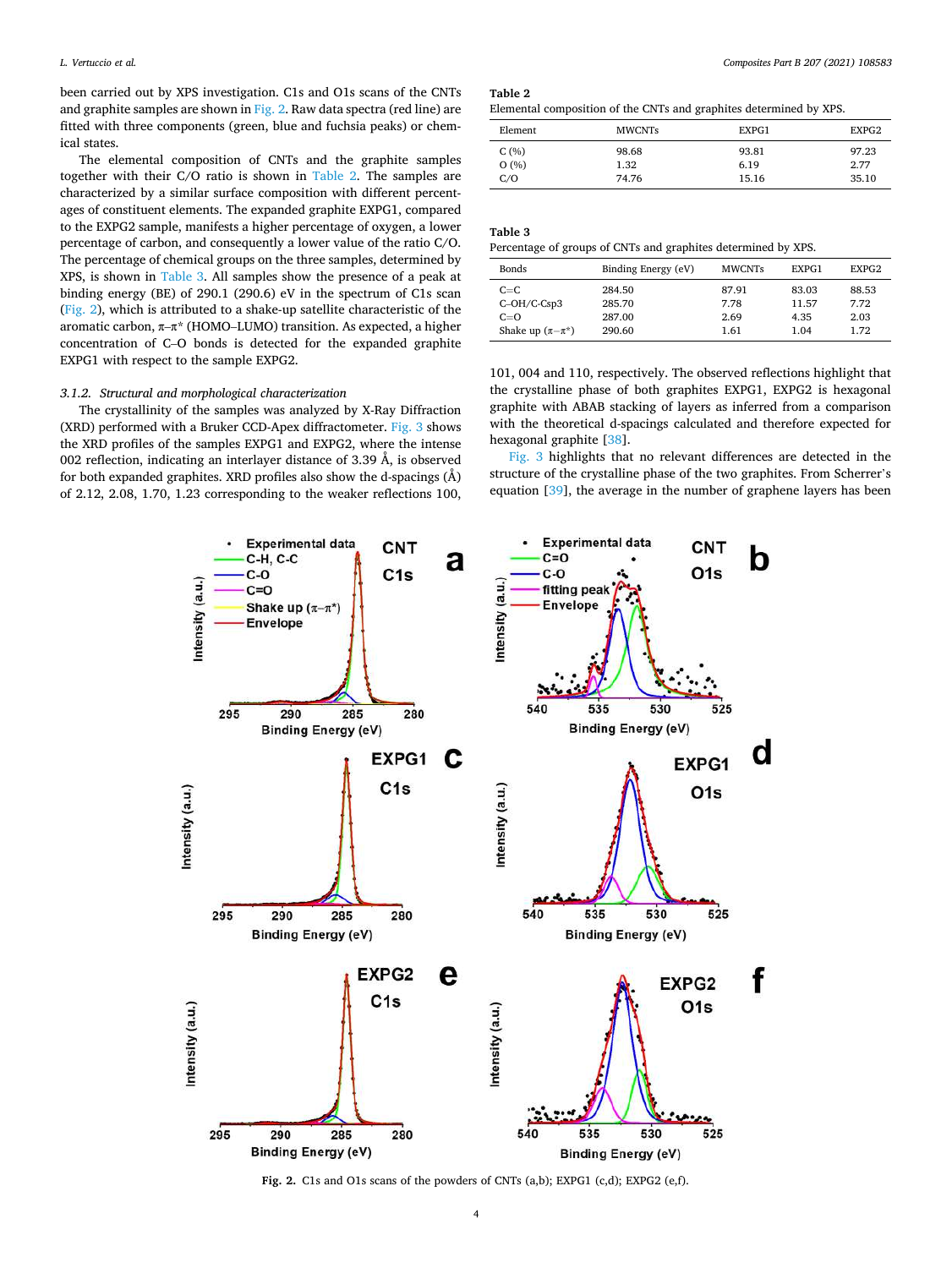been carried out by XPS investigation. C1s and O1s scans of the CNTs and graphite samples are shown in Fig. 2. Raw data spectra (red line) are fitted with three components (green, blue and fuchsia peaks) or chemical states.

The elemental composition of CNTs and the graphite samples together with their C/O ratio is shown in Table 2. The samples are characterized by a similar surface composition with different percentages of constituent elements. The expanded graphite EXPG1, compared to the EXPG2 sample, manifests a higher percentage of oxygen, a lower percentage of carbon, and consequently a lower value of the ratio C/O. The percentage of chemical groups on the three samples, determined by XPS, is shown in Table 3. All samples show the presence of a peak at binding energy (BE) of 290.1 (290.6) eV in the spectrum of C1s scan (Fig. 2), which is attributed to a shake-up satellite characteristic of the aromatic carbon, π–π* (HOMO–LUMO) transition. As expected, a higher concentration of C–O bonds is detected for the expanded graphite EXPG1 with respect to the sample EXPG2.

**Table 2**
Elemental composition of the CNTs and graphites determined by XPS.

| Element | MWCNTs | EXPG1 | EXPG2 |
|---|---|---|---|
| C (%) | 98.68 | 93.81 | 97.23 |
| O (%) | 1.32 | 6.19 | 2.77 |
| C/O | 74.76 | 15.16 | 35.10 |

**Table 3**
Percentage of groups of CNTs and graphites determined by XPS.

| Bonds | Binding Energy (eV) | MWCNTs | EXPG1 | EXPG2 |
|---|---|---|---|---|
| C=C | 284.50 | 87.91 | 83.03 | 88.53 |
| C–OH/C-Csp3 | 285.70 | 7.78 | 11.57 | 7.72 |
| C=O | 287.00 | 2.69 | 4.35 | 2.03 |
| Shake up (π–π*) | 290.60 | 1.61 | 1.04 | 1.72 |

### 3.1.2. *Structural and morphological characterization*

The crystallinity of the samples was analyzed by X-Ray Diffraction (XRD) performed with a Bruker CCD-Apex diffractometer. Fig. 3 shows the XRD profiles of the samples EXPG1 and EXPG2, where the intense 002 reflection, indicating an interlayer distance of 3.39 Å, is observed for both expanded graphites. XRD profiles also show the d-spacings (Å) of 2.12, 2.08, 1.70, 1.23 corresponding to the weaker reflections 100, 101, 004 and 110, respectively. The observed reflections highlight that the crystalline phase of both graphites EXPG1, EXPG2 is hexagonal graphite with ABAB stacking of layers as inferred from a comparison with the theoretical d-spacings calculated and therefore expected for hexagonal graphite [38].

Fig. 3 highlights that no relevant differences are detected in the structure of the crystalline phase of the two graphites. From Scherrer's equation [39], the average in the number of graphene layers has been

**Fig. 2.** C1s and O1s scans of the powders of CNTs (a,b); EXPG1 (c,d); EXPG2 (e,f).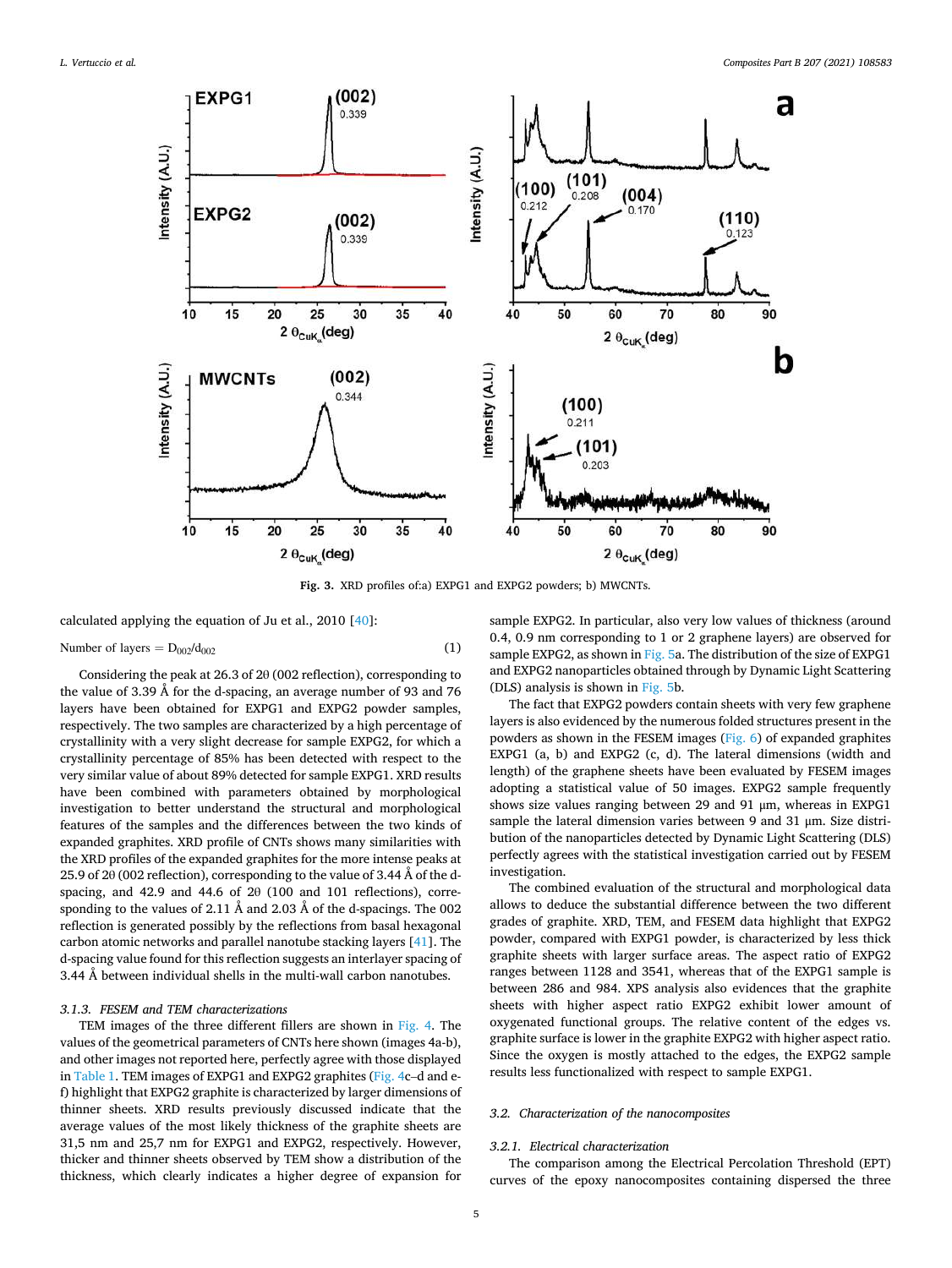Fig. 3. XRD profiles of:a) EXPG1 and EXPG2 powders; b) MWCNTs.

calculated applying the equation of Ju et al., 2010 [40]:

$$\text{Number of layers} = D_{002}/d_{002} \tag{1}$$

Considering the peak at 26.3 of 2θ (002 reflection), corresponding to the value of 3.39 Å for the d-spacing, an average number of 93 and 76 layers have been obtained for EXPG1 and EXPG2 powder samples, respectively. The two samples are characterized by a high percentage of crystallinity with a very slight decrease for sample EXPG2, for which a crystallinity percentage of 85% has been detected with respect to the very similar value of about 89% detected for sample EXPG1. XRD results have been combined with parameters obtained by morphological investigation to better understand the structural and morphological features of the samples and the differences between the two kinds of expanded graphites. XRD profile of CNTs shows many similarities with the XRD profiles of the expanded graphites for the more intense peaks at 25.9 of 2θ (002 reflection), corresponding to the value of 3.44 Å of the d-spacing, and 42.9 and 44.6 of 2θ (100 and 101 reflections), corresponding to the values of 2.11 Å and 2.03 Å of the d-spacings. The 002 reflection is generated possibly by the reflections from basal hexagonal carbon atomic networks and parallel nanotube stacking layers [41]. The d-spacing value found for this reflection suggests an interlayer spacing of 3.44 Å between individual shells in the multi-wall carbon nanotubes.

### *3.1.3. FESEM and TEM characterizations*

TEM images of the three different fillers are shown in Fig. 4. The values of the geometrical parameters of CNTs here shown (images 4a-b), and other images not reported here, perfectly agree with those displayed in Table 1. TEM images of EXPG1 and EXPG2 graphites (Fig. 4c–d and e-f) highlight that EXPG2 graphite is characterized by larger dimensions of thinner sheets. XRD results previously discussed indicate that the average values of the most likely thickness of the graphite sheets are 31,5 nm and 25,7 nm for EXPG1 and EXPG2, respectively. However, thicker and thinner sheets observed by TEM show a distribution of the thickness, which clearly indicates a higher degree of expansion for sample EXPG2. In particular, also very low values of thickness (around 0.4, 0.9 nm corresponding to 1 or 2 graphene layers) are observed for sample EXPG2, as shown in Fig. 5a. The distribution of the size of EXPG1 and EXPG2 nanoparticles obtained through by Dynamic Light Scattering (DLS) analysis is shown in Fig. 5b.

The fact that EXPG2 powders contain sheets with very few graphene layers is also evidenced by the numerous folded structures present in the powders as shown in the FESEM images (Fig. 6) of expanded graphites EXPG1 (a, b) and EXPG2 (c, d). The lateral dimensions (width and length) of the graphene sheets have been evaluated by FESEM images adopting a statistical value of 50 images. EXPG2 sample frequently shows size values ranging between 29 and 91 μm, whereas in EXPG1 sample the lateral dimension varies between 9 and 31 μm. Size distribution of the nanoparticles detected by Dynamic Light Scattering (DLS) perfectly agrees with the statistical investigation carried out by FESEM investigation.

The combined evaluation of the structural and morphological data allows to deduce the substantial difference between the two different grades of graphite. XRD, TEM, and FESEM data highlight that EXPG2 powder, compared with EXPG1 powder, is characterized by less thick graphite sheets with larger surface areas. The aspect ratio of EXPG2 ranges between 1128 and 3541, whereas that of the EXPG1 sample is between 286 and 984. XPS analysis also evidences that the graphite sheets with higher aspect ratio EXPG2 exhibit lower amount of oxygenated functional groups. The relative content of the edges vs. graphite surface is lower in the graphite EXPG2 with higher aspect ratio. Since the oxygen is mostly attached to the edges, the EXPG2 sample results less functionalized with respect to sample EXPG1.

## *3.2. Characterization of the nanocomposites*

### *3.2.1. Electrical characterization*

The comparison among the Electrical Percolation Threshold (EPT) curves of the epoxy nanocomposites containing dispersed the three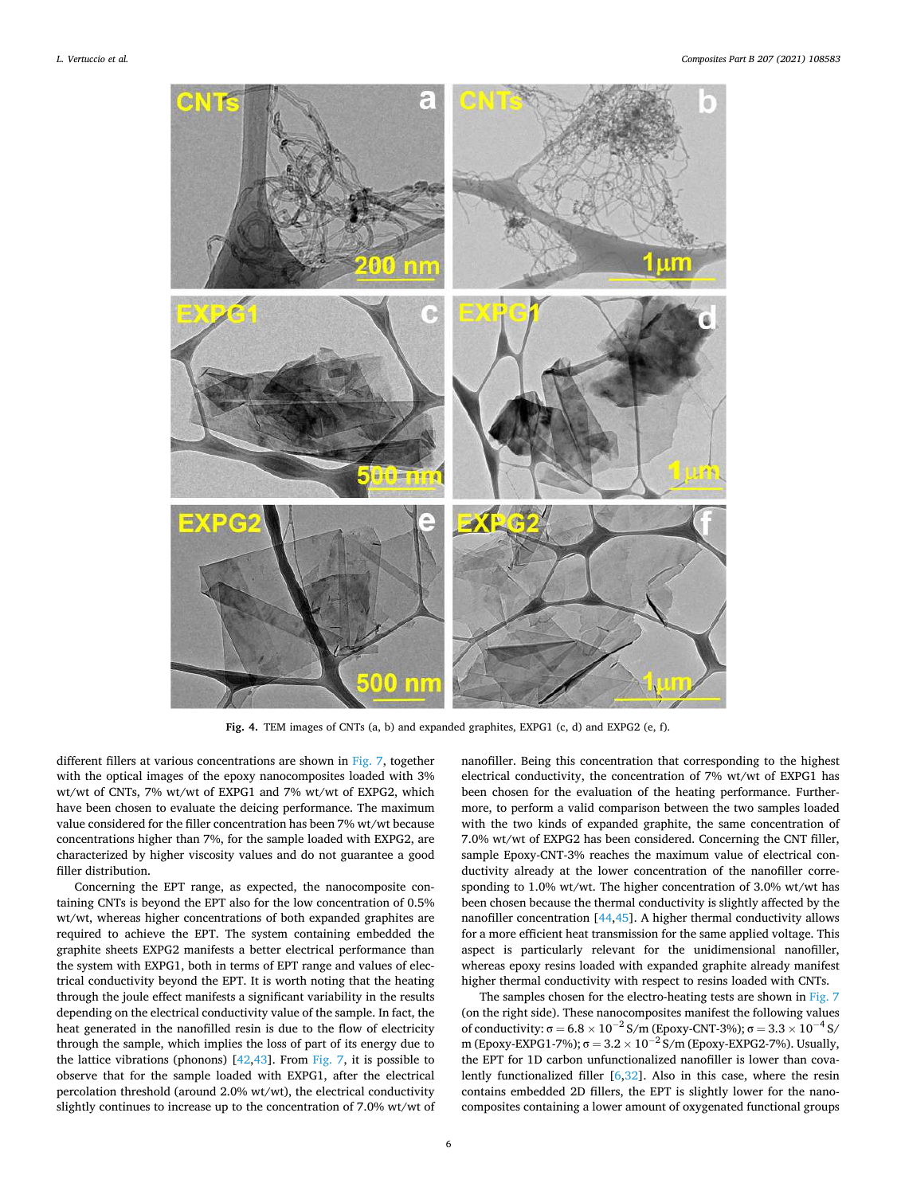Fig. 4. TEM images of CNTs (a, b) and expanded graphites, EXPG1 (c, d) and EXPG2 (e, f).

different fillers at various concentrations are shown in Fig. 7, together with the optical images of the epoxy nanocomposites loaded with 3% wt/wt of CNTs, 7% wt/wt of EXPG1 and 7% wt/wt of EXPG2, which have been chosen to evaluate the deicing performance. The maximum value considered for the filler concentration has been 7% wt/wt because concentrations higher than 7%, for the sample loaded with EXPG2, are characterized by higher viscosity values and do not guarantee a good filler distribution.

Concerning the EPT range, as expected, the nanocomposite containing CNTs is beyond the EPT also for the low concentration of 0.5% wt/wt, whereas higher concentrations of both expanded graphites are required to achieve the EPT. The system containing embedded the graphite sheets EXPG2 manifests a better electrical performance than the system with EXPG1, both in terms of EPT range and values of electrical conductivity beyond the EPT. It is worth noting that the heating through the joule effect manifests a significant variability in the results depending on the electrical conductivity value of the sample. In fact, the heat generated in the nanofilled resin is due to the flow of electricity through the sample, which implies the loss of part of its energy due to the lattice vibrations (phonons) [42,43]. From Fig. 7, it is possible to observe that for the sample loaded with EXPG1, after the electrical percolation threshold (around 2.0% wt/wt), the electrical conductivity slightly continues to increase up to the concentration of 7.0% wt/wt of nanofiller. Being this concentration that corresponding to the highest electrical conductivity, the concentration of 7% wt/wt of EXPG1 has been chosen for the evaluation of the heating performance. Furthermore, to perform a valid comparison between the two samples loaded with the two kinds of expanded graphite, the same concentration of 7.0% wt/wt of EXPG2 has been considered. Concerning the CNT filler, sample Epoxy-CNT-3% reaches the maximum value of electrical conductivity already at the lower concentration of the nanofiller corresponding to 1.0% wt/wt. The higher concentration of 3.0% wt/wt has been chosen because the thermal conductivity is slightly affected by the nanofiller concentration [44,45]. A higher thermal conductivity allows for a more efficient heat transmission for the same applied voltage. This aspect is particularly relevant for the unidimensional nanofiller, whereas epoxy resins loaded with expanded graphite already manifest higher thermal conductivity with respect to resins loaded with CNTs.

The samples chosen for the electro-heating tests are shown in Fig. 7 (on the right side). These nanocomposites manifest the following values of conductivity: $\sigma = 6.8 \times 10^{-2}$ S/m (Epoxy-CNT-3%); $\sigma = 3.3 \times 10^{-4}$ S/m (Epoxy-EXPG1-7%); $\sigma = 3.2 \times 10^{-2}$ S/m (Epoxy-EXPG2-7%). Usually, the EPT for 1D carbon unfunctionalized nanofiller is lower than covalently functionalized filler [6,32]. Also in this case, where the resin contains embedded 2D fillers, the EPT is slightly lower for the nanocomposites containing a lower amount of oxygenated functional groups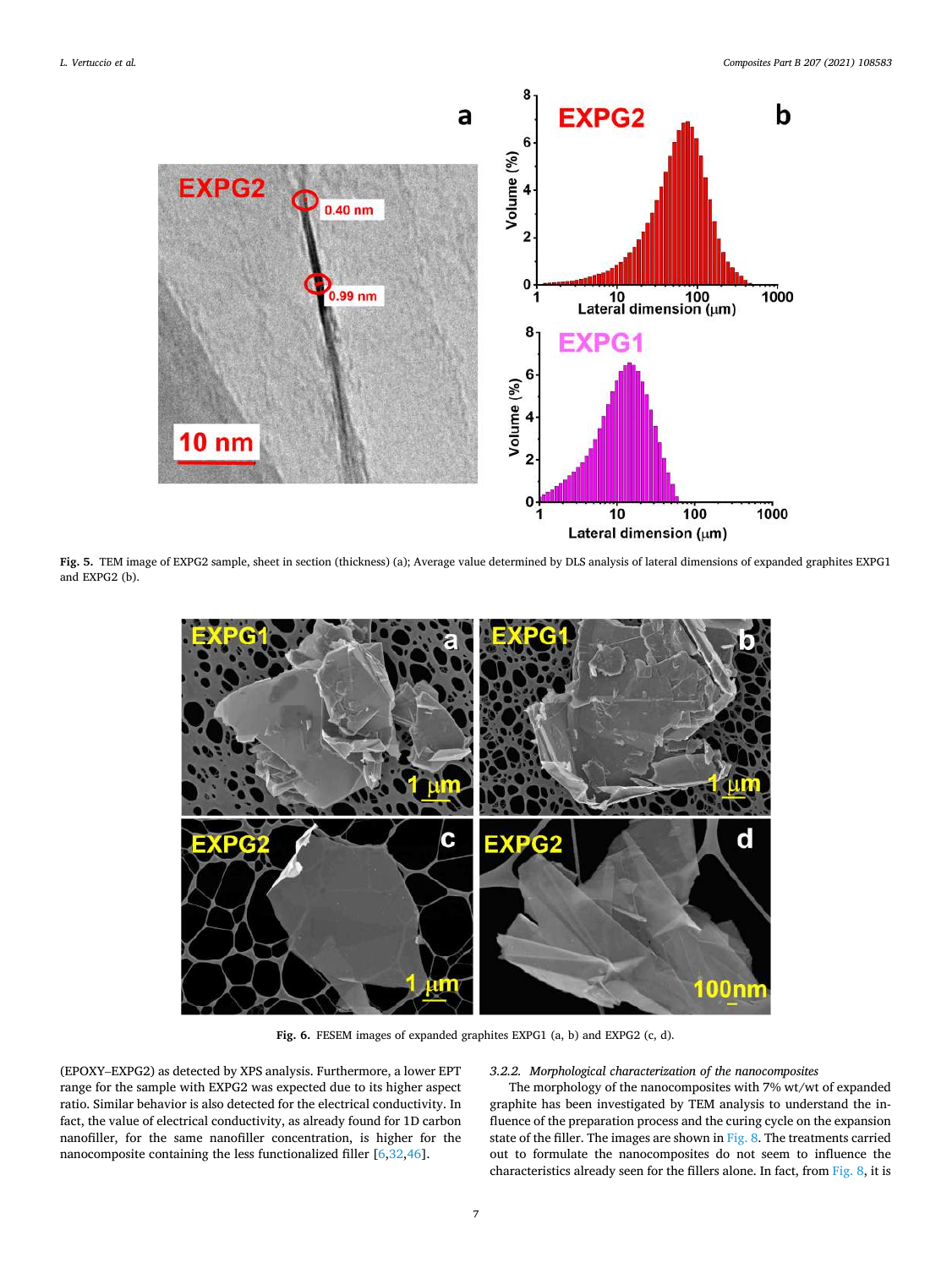Fig. 5. TEM image of EXPG2 sample, sheet in section (thickness) (a); Average value determined by DLS analysis of lateral dimensions of expanded graphites EXPG1 and EXPG2 (b).

Fig. 6. FESEM images of expanded graphites EXPG1 (a, b) and EXPG2 (c, d).

(EPOXY–EXPG2) as detected by XPS analysis. Furthermore, a lower EPT range for the sample with EXPG2 was expected due to its higher aspect ratio. Similar behavior is also detected for the electrical conductivity. In fact, the value of electrical conductivity, as already found for 1D carbon nanofiller, for the same nanofiller concentration, is higher for the nanocomposite containing the less functionalized filler [6,32,46].

#### 3.2.2. Morphological characterization of the nanocomposites

The morphology of the nanocomposites with 7% wt/wt of expanded graphite has been investigated by TEM analysis to understand the influence of the preparation process and the curing cycle on the expansion state of the filler. The images are shown in Fig. 8. The treatments carried out to formulate the nanocomposites do not seem to influence the characteristics already seen for the fillers alone. In fact, from Fig. 8, it is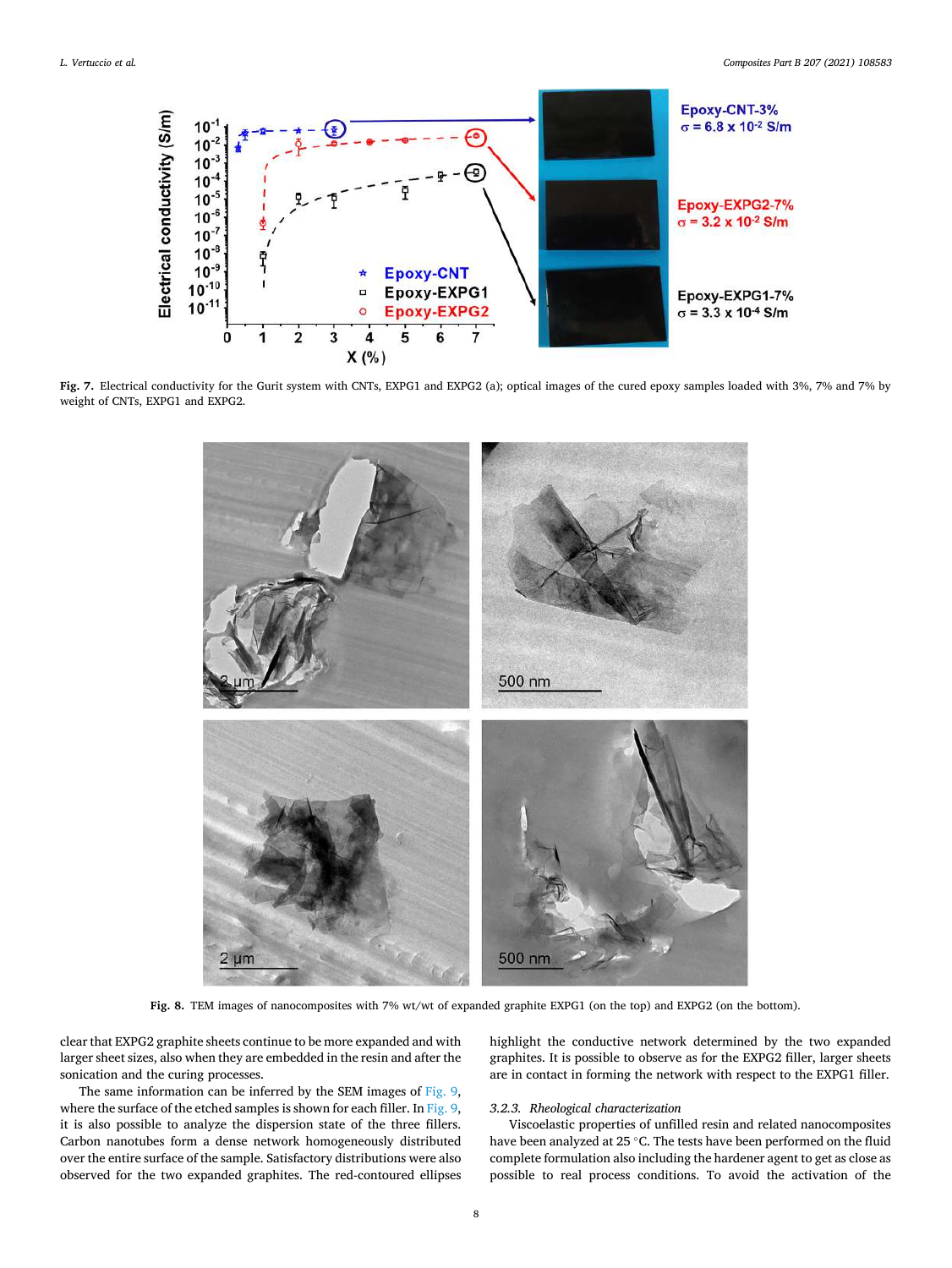Fig. 7. Electrical conductivity for the Gurit system with CNTs, EXPG1 and EXPG2 (a); optical images of the cured epoxy samples loaded with 3%, 7% and 7% by weight of CNTs, EXPG1 and EXPG2.

Fig. 8. TEM images of nanocomposites with 7% wt/wt of expanded graphite EXPG1 (on the top) and EXPG2 (on the bottom).

clear that EXPG2 graphite sheets continue to be more expanded and with larger sheet sizes, also when they are embedded in the resin and after the sonication and the curing processes.

The same information can be inferred by the SEM images of Fig. 9, where the surface of the etched samples is shown for each filler. In Fig. 9, it is also possible to analyze the dispersion state of the three fillers. Carbon nanotubes form a dense network homogeneously distributed over the entire surface of the sample. Satisfactory distributions were also observed for the two expanded graphites. The red-contoured ellipses highlight the conductive network determined by the two expanded graphites. It is possible to observe as for the EXPG2 filler, larger sheets are in contact in forming the network with respect to the EXPG1 filler.

#### 3.2.3. *Rheological characterization*

Viscoelastic properties of unfilled resin and related nanocomposites have been analyzed at 25 °C. The tests have been performed on the fluid complete formulation also including the hardener agent to get as close as possible to real process conditions. To avoid the activation of the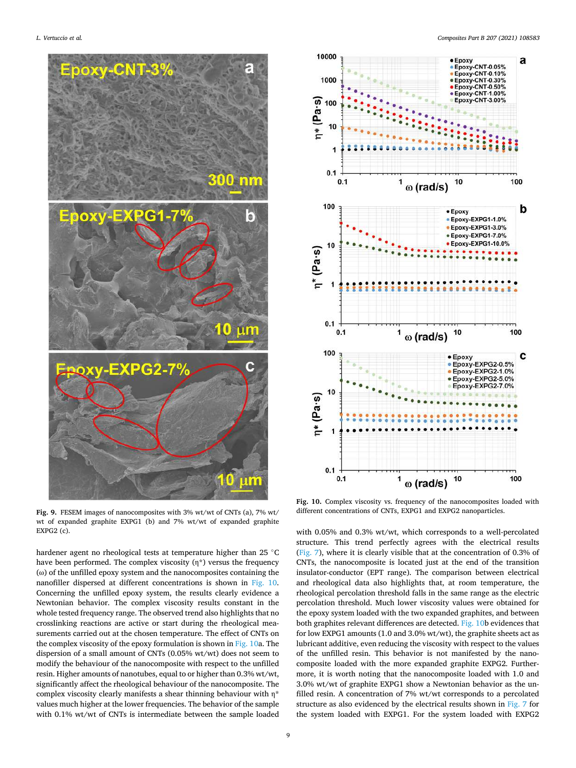Fig. 9. FESEM images of nanocomposites with 3% wt/wt of CNTs (a), 7% wt/wt of expanded graphite EXPG1 (b) and 7% wt/wt of expanded graphite EXPG2 (c).

hardener agent no rheological tests at temperature higher than 25 °C have been performed. The complex viscosity (η*) versus the frequency (ω) of the unfilled epoxy system and the nanocomposites containing the nanofiller dispersed at different concentrations is shown in Fig. 10. Concerning the unfilled epoxy system, the results clearly evidence a Newtonian behavior. The complex viscosity results constant in the whole tested frequency range. The observed trend also highlights that no crosslinking reactions are active or start during the rheological measurements carried out at the chosen temperature. The effect of CNTs on the complex viscosity of the epoxy formulation is shown in Fig. 10a. The dispersion of a small amount of CNTs (0.05% wt/wt) does not seem to modify the behaviour of the nanocomposite with respect to the unfilled resin. Higher amounts of nanotubes, equal to or higher than 0.3% wt/wt, significantly affect the rheological behaviour of the nanocomposite. The complex viscosity clearly manifests a shear thinning behaviour with η* values much higher at the lower frequencies. The behavior of the sample with 0.1% wt/wt of CNTs is intermediate between the sample loaded with 0.05% and 0.3% wt/wt, which corresponds to a well-percolated structure. This trend perfectly agrees with the electrical results (Fig. 7), where it is clearly visible that at the concentration of 0.3% of CNTs, the nanocomposite is located just at the end of the transition insulator-conductor (EPT range). The comparison between electrical and rheological data also highlights that, at room temperature, the rheological percolation threshold falls in the same range as the electric percolation threshold. Much lower viscosity values were obtained for the epoxy system loaded with the two expanded graphites, and between both graphites relevant differences are detected. Fig. 10b evidences that for low EXPG1 amounts (1.0 and 3.0% wt/wt), the graphite sheets act as lubricant additive, even reducing the viscosity with respect to the values of the unfilled resin. This behavior is not manifested by the nanocomposite loaded with the more expanded graphite EXPG2. Furthermore, it is worth noting that the nanocomposite loaded with 1.0 and 3.0% wt/wt of graphite EXPG1 show a Newtonian behavior as the unfilled resin. A concentration of 7% wt/wt corresponds to a percolated structure as also evidenced by the electrical results shown in Fig. 7 for the system loaded with EXPG1. For the system loaded with EXPG2

Fig. 10. Complex viscosity vs. frequency of the nanocomposites loaded with different concentrations of CNTs, EXPG1 and EXPG2 nanoparticles.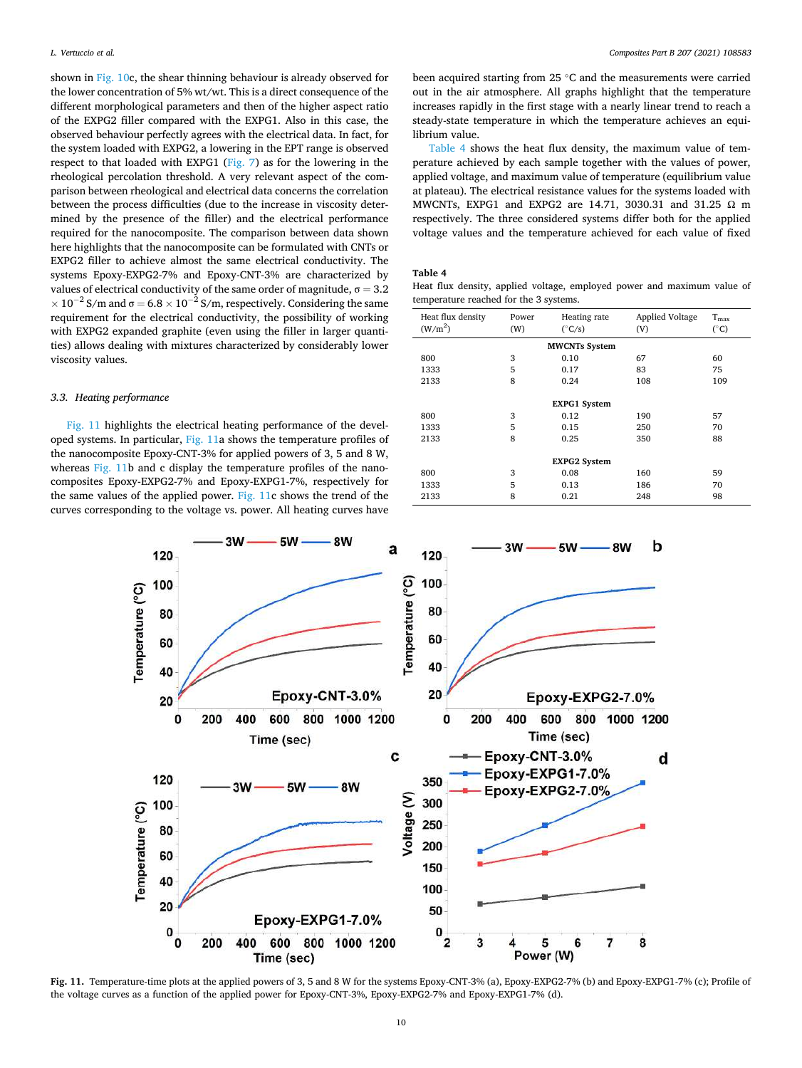shown in Fig. 10c, the shear thinning behaviour is already observed for the lower concentration of 5% wt/wt. This is a direct consequence of the different morphological parameters and then of the higher aspect ratio of the EXPG2 filler compared with the EXPG1. Also in this case, the observed behaviour perfectly agrees with the electrical data. In fact, for the system loaded with EXPG2, a lowering in the EPT range is observed respect to that loaded with EXPG1 (Fig. 7) as for the lowering in the rheological percolation threshold. A very relevant aspect of the comparison between rheological and electrical data concerns the correlation between the process difficulties (due to the increase in viscosity determined by the presence of the filler) and the electrical performance required for the nanocomposite. The comparison between data shown here highlights that the nanocomposite can be formulated with CNTs or EXPG2 filler to achieve almost the same electrical conductivity. The systems Epoxy-EXPG2-7% and Epoxy-CNT-3% are characterized by values of electrical conductivity of the same order of magnitude, $\sigma = 3.2 \times 10^{-2}$ S/m and $\sigma = 6.8 \times 10^{-2}$ S/m, respectively. Considering the same requirement for the electrical conductivity, the possibility of working with EXPG2 expanded graphite (even using the filler in larger quantities) allows dealing with mixtures characterized by considerably lower viscosity values.

### 3.3. Heating performance

Fig. 11 highlights the electrical heating performance of the developed systems. In particular, Fig. 11a shows the temperature profiles of the nanocomposite Epoxy-CNT-3% for applied powers of 3, 5 and 8 W, whereas Fig. 11b and c display the temperature profiles of the nanocomposites Epoxy-EXPG2-7% and Epoxy-EXPG1-7%, respectively for the same values of the applied power. Fig. 11c shows the trend of the curves corresponding to the voltage vs. power. All heating curves have been acquired starting from 25 °C and the measurements were carried out in the air atmosphere. All graphs highlight that the temperature increases rapidly in the first stage with a nearly linear trend to reach a steady-state temperature in which the temperature achieves an equilibrium value.

Table 4 shows the heat flux density, the maximum value of temperature achieved by each sample together with the values of power, applied voltage, and maximum value of temperature (equilibrium value at plateau). The electrical resistance values for the systems loaded with MWCNTs, EXPG1 and EXPG2 are 14.71, 3030.31 and 31.25 Ω m respectively. The three considered systems differ both for the applied voltage values and the temperature achieved for each value of fixed

**Table 4**
Heat flux density, applied voltage, employed power and maximum value of temperature reached for the 3 systems.

| Heat flux density ($W/m^2$) | Power (W) | Heating rate (°C/s) | Applied Voltage (V) | $T_{max}$ (°C) |
|---|---|---|---|---|
| | | **MWCNTs System** | | |
| 800 | 3 | 0.10 | 67 | 60 |
| 1333 | 5 | 0.17 | 83 | 75 |
| 2133 | 8 | 0.24 | 108 | 109 |
| | | **EXPG1 System** | | |
| 800 | 3 | 0.12 | 190 | 57 |
| 1333 | 5 | 0.15 | 250 | 70 |
| 2133 | 8 | 0.25 | 350 | 88 |
| | | **EXPG2 System** | | |
| 800 | 3 | 0.08 | 160 | 59 |
| 1333 | 5 | 0.13 | 186 | 70 |
| 2133 | 8 | 0.21 | 248 | 98 |

Fig. 11. Temperature-time plots at the applied powers of 3, 5 and 8 W for the systems Epoxy-CNT-3% (a), Epoxy-EXPG2-7% (b) and Epoxy-EXPG1-7% (c); Profile of the voltage curves as a function of the applied power for Epoxy-CNT-3%, Epoxy-EXPG2-7% and Epoxy-EXPG1-7% (d).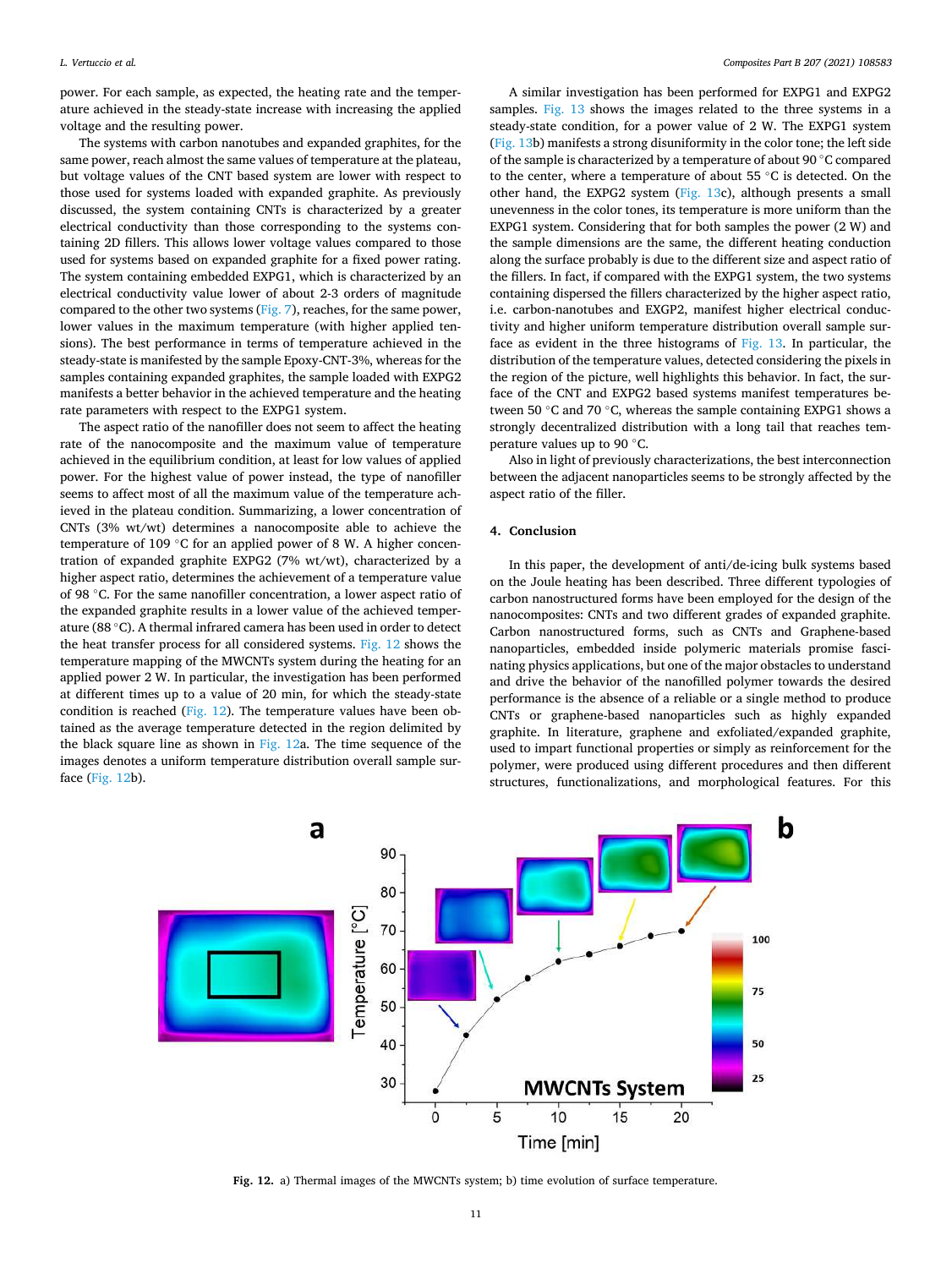power. For each sample, as expected, the heating rate and the temperature achieved in the steady-state increase with increasing the applied voltage and the resulting power.

The systems with carbon nanotubes and expanded graphites, for the same power, reach almost the same values of temperature at the plateau, but voltage values of the CNT based system are lower with respect to those used for systems loaded with expanded graphite. As previously discussed, the system containing CNTs is characterized by a greater electrical conductivity than those corresponding to the systems containing 2D fillers. This allows lower voltage values compared to those used for systems based on expanded graphite for a fixed power rating. The system containing embedded EXPG1, which is characterized by an electrical conductivity value lower of about 2-3 orders of magnitude compared to the other two systems (Fig. 7), reaches, for the same power, lower values in the maximum temperature (with higher applied tensions). The best performance in terms of temperature achieved in the steady-state is manifested by the sample Epoxy-CNT-3%, whereas for the samples containing expanded graphites, the sample loaded with EXPG2 manifests a better behavior in the achieved temperature and the heating rate parameters with respect to the EXPG1 system.

The aspect ratio of the nanofiller does not seem to affect the heating rate of the nanocomposite and the maximum value of temperature achieved in the equilibrium condition, at least for low values of applied power. For the highest value of power instead, the type of nanofiller seems to affect most of all the maximum value of the temperature achieved in the plateau condition. Summarizing, a lower concentration of CNTs (3% wt/wt) determines a nanocomposite able to achieve the temperature of 109 °C for an applied power of 8 W. A higher concentration of expanded graphite EXPG2 (7% wt/wt), characterized by a higher aspect ratio, determines the achievement of a temperature value of 98 °C. For the same nanofiller concentration, a lower aspect ratio of the expanded graphite results in a lower value of the achieved temperature (88 °C). A thermal infrared camera has been used in order to detect the heat transfer process for all considered systems. Fig. 12 shows the temperature mapping of the MWCNTs system during the heating for an applied power 2 W. In particular, the investigation has been performed at different times up to a value of 20 min, for which the steady-state condition is reached (Fig. 12). The temperature values have been obtained as the average temperature detected in the region delimited by the black square line as shown in Fig. 12a. The time sequence of the images denotes a uniform temperature distribution overall sample surface (Fig. 12b).

A similar investigation has been performed for EXPG1 and EXPG2 samples. Fig. 13 shows the images related to the three systems in a steady-state condition, for a power value of 2 W. The EXPG1 system (Fig. 13b) manifests a strong disuniformity in the color tone; the left side of the sample is characterized by a temperature of about 90 °C compared to the center, where a temperature of about 55 °C is detected. On the other hand, the EXPG2 system (Fig. 13c), although presents a small unevenness in the color tones, its temperature is more uniform than the EXPG1 system. Considering that for both samples the power (2 W) and the sample dimensions are the same, the different heating conduction along the surface probably is due to the different size and aspect ratio of the fillers. In fact, if compared with the EXPG1 system, the two systems containing dispersed the fillers characterized by the higher aspect ratio, i.e. carbon-nanotubes and EXGP2, manifest higher electrical conductivity and higher uniform temperature distribution overall sample surface as evident in the three histograms of Fig. 13. In particular, the distribution of the temperature values, detected considering the pixels in the region of the picture, well highlights this behavior. In fact, the surface of the CNT and EXPG2 based systems manifest temperatures between 50 °C and 70 °C, whereas the sample containing EXPG1 shows a strongly decentralized distribution with a long tail that reaches temperature values up to 90 °C.

Also in light of previously characterizations, the best interconnection between the adjacent nanoparticles seems to be strongly affected by the aspect ratio of the filler.

## 4. Conclusion

In this paper, the development of anti/de-icing bulk systems based on the Joule heating has been described. Three different typologies of carbon nanostructured forms have been employed for the design of the nanocomposites: CNTs and two different grades of expanded graphite. Carbon nanostructured forms, such as CNTs and Graphene-based nanoparticles, embedded inside polymeric materials promise fascinating physics applications, but one of the major obstacles to understand and drive the behavior of the nanofilled polymer towards the desired performance is the absence of a reliable or a single method to produce CNTs or graphene-based nanoparticles such as highly expanded graphite. In literature, graphene and exfoliated/expanded graphite, used to impart functional properties or simply as reinforcement for the polymer, were produced using different procedures and then different structures, functionalizations, and morphological features. For this

**Fig. 12.** a) Thermal images of the MWCNTs system; b) time evolution of surface temperature.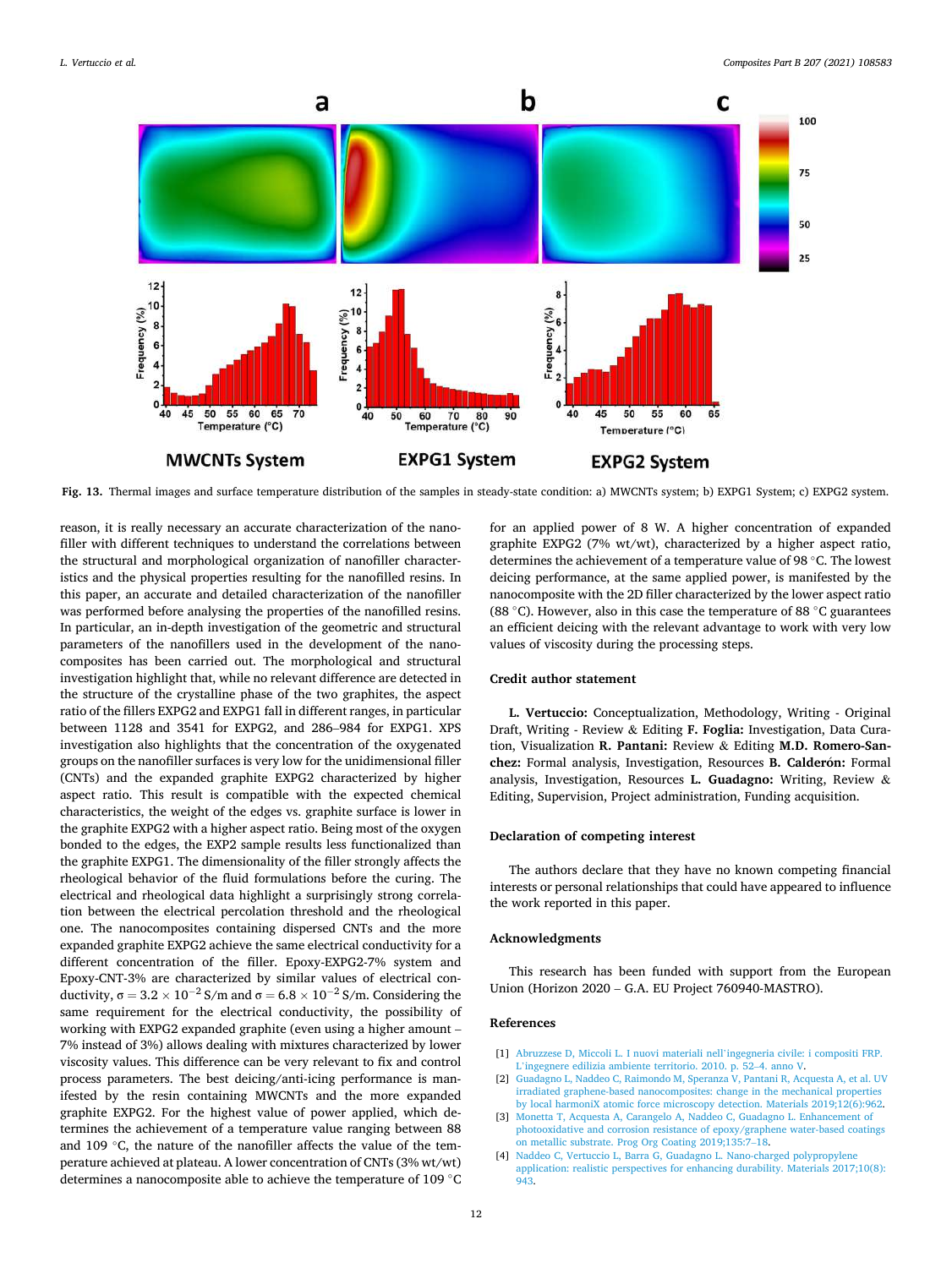Fig. 13. Thermal images and surface temperature distribution of the samples in steady-state condition: a) MWCNTs system; b) EXPG1 System; c) EXPG2 system.

reason, it is really necessary an accurate characterization of the nanofiller with different techniques to understand the correlations between the structural and morphological organization of nanofiller characteristics and the physical properties resulting for the nanofilled resins. In this paper, an accurate and detailed characterization of the nanofiller was performed before analysing the properties of the nanofilled resins. In particular, an in-depth investigation of the geometric and structural parameters of the nanofillers used in the development of the nanocomposites has been carried out. The morphological and structural investigation highlight that, while no relevant difference are detected in the structure of the crystalline phase of the two graphites, the aspect ratio of the fillers EXPG2 and EXPG1 fall in different ranges, in particular between 1128 and 3541 for EXPG2, and 286–984 for EXPG1. XPS investigation also highlights that the concentration of the oxygenated groups on the nanofiller surfaces is very low for the unidimensional filler (CNTs) and the expanded graphite EXPG2 characterized by higher aspect ratio. This result is compatible with the expected chemical characteristics, the weight of the edges vs. graphite surface is lower in the graphite EXPG2 with a higher aspect ratio. Being most of the oxygen bonded to the edges, the EXP2 sample results less functionalized than the graphite EXPG1. The dimensionality of the filler strongly affects the rheological behavior of the fluid formulations before the curing. The electrical and rheological data highlight a surprisingly strong correlation between the electrical percolation threshold and the rheological one. The nanocomposites containing dispersed CNTs and the more expanded graphite EXPG2 achieve the same electrical conductivity for a different concentration of the filler. Epoxy-EXPG2-7% system and Epoxy-CNT-3% are characterized by similar values of electrical conductivity, $\sigma = 3.2 \times 10^{-2}$ S/m and $\sigma = 6.8 \times 10^{-2}$ S/m. Considering the same requirement for the electrical conductivity, the possibility of working with EXPG2 expanded graphite (even using a higher amount – 7% instead of 3%) allows dealing with mixtures characterized by lower viscosity values. This difference can be very relevant to fix and control process parameters. The best deicing/anti-icing performance is manifested by the resin containing MWCNTs and the more expanded graphite EXPG2. For the highest value of power applied, which determines the achievement of a temperature value ranging between 88 and 109 °C, the nature of the nanofiller affects the value of the temperature achieved at plateau. A lower concentration of CNTs (3% wt/wt) determines a nanocomposite able to achieve the temperature of 109 °C for an applied power of 8 W. A higher concentration of expanded graphite EXPG2 (7% wt/wt), characterized by a higher aspect ratio, determines the achievement of a temperature value of 98 °C. The lowest deicing performance, at the same applied power, is manifested by the nanocomposite with the 2D filler characterized by the lower aspect ratio (88 °C). However, also in this case the temperature of 88 °C guarantees an efficient deicing with the relevant advantage to work with very low values of viscosity during the processing steps.

## Credit author statement

**L. Vertuccio:** Conceptualization, Methodology, Writing - Original Draft, Writing - Review & Editing **F. Foglia:** Investigation, Data Curation, Visualization **R. Pantani:** Review & Editing **M.D. Romero-Sanchez:** Formal analysis, Investigation, Resources **B. Calderón:** Formal analysis, Investigation, Resources **L. Guadagno:** Writing, Review & Editing, Supervision, Project administration, Funding acquisition.

## Declaration of competing interest

The authors declare that they have no known competing financial interests or personal relationships that could have appeared to influence the work reported in this paper.

## Acknowledgments

This research has been funded with support from the European Union (Horizon 2020 – G.A. EU Project 760940-MASTRO).

## References

[1] Abruzzese D, Miccoli L. I nuovi materiali nell'ingegneria civile: i compositi FRP. L'ingegnere edilizia ambiente territorio. 2010. p. 52–4. anno V.

[2] Guadagno L, Naddeo C, Raimondo M, Speranza V, Pantani R, Acquesta A, et al. UV irradiated graphene-based nanocomposites: change in the mechanical properties by local harmoniX atomic force microscopy detection. Materials 2019;12(6):962.

[3] Monetta T, Acquesta A, Carangelo A, Naddeo C, Guadagno L. Enhancement of photooxidative and corrosion resistance of epoxy/graphene water-based coatings on metallic substrate. Prog Org Coating 2019;135:7–18.

[4] Naddeo C, Vertuccio L, Barra G, Guadagno L. Nano-charged polypropylene application: realistic perspectives for enhancing durability. Materials 2017;10(8):943.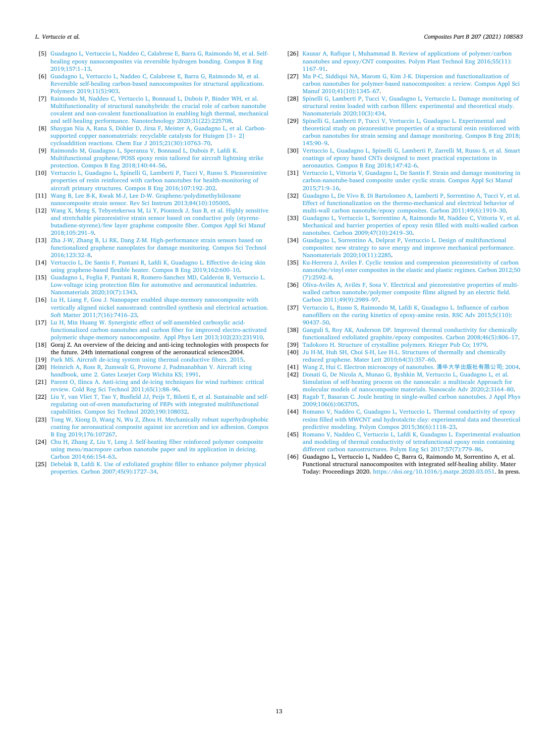[5] Guadagno L, Vertuccio L, Naddeo C, Calabrese E, Barra G, Raimondo M, et al. Self-healing epoxy nanocomposites via reversible hydrogen bonding. Compos B Eng 2019;157:1–13.

[6] Guadagno L, Vertuccio L, Naddeo C, Calabrese E, Barra G, Raimondo M, et al. Reversible self-healing carbon-based nanocomposites for structural applications. Polymers 2019;11(5):903.

[7] Raimondo M, Naddeo C, Vertuccio L, Bonnaud L, Dubois P, Binder WH, et al. Multifunctionality of structural nanohybrids: the crucial role of carbon nanotube covalent and non-covalent functionalization in enabling high thermal, mechanical and self-healing performance. Nanotechnology 2020;31(22):225708.

[8] Shaygan Nia A, Rana S, Döhler D, Jirsa F, Meister A, Guadagno L, et al. Carbon-supported copper nanomaterials: recyclable catalysts for Huisgen [3+ 2] cycloaddition reactions. Chem Eur J 2015;21(30):10763–70.

[9] Raimondo M, Guadagno L, Speranza V, Bonnaud L, Dubois P, Lafdi K. Multifunctional graphene/POSS epoxy resin tailored for aircraft lightning strike protection. Compos B Eng 2018;140:44–56.

[10] Vertuccio L, Guadagno L, Spinelli G, Lamberti P, Tucci V, Russo S. Piezoresistive properties of resin reinforced with carbon nanotubes for health-monitoring of aircraft primary structures. Compos B Eng 2016;107:192–202.

[11] Wang B, Lee B-K, Kwak M-J, Lee D-W. Graphene/polydimethylsiloxane nanocomposite strain sensor. Rev Sci Instrum 2013;84(10):105005.

[12] Wang X, Meng S, Tebyetekerwa M, Li Y, Pionteck J, Sun B, et al. Highly sensitive and stretchable piezoresistive strain sensor based on conductive poly (styrene-butadiene-styrene)/few layer graphene composite fiber. Compos Appl Sci Manuf 2018;105:291–9.

[13] Zha J-W, Zhang B, Li RK, Dang Z-M. High-performance strain sensors based on functionalized graphene nanoplates for damage monitoring. Compos Sci Technol 2016;123:32–8.

[14] Vertuccio L, De Santis F, Pantani R, Lafdi K, Guadagno L. Effective de-icing skin using graphene-based flexible heater. Compos B Eng 2019;162:600–10.

[15] Guadagno L, Foglia F, Pantani R, Romero-Sanchez MD, Calderón B, Vertuccio L. Low-voltage icing protection film for automotive and aeronautical industries. Nanomaterials 2020;10(7):1343.

[16] Lu H, Liang F, Gou J. Nanopaper enabled shape-memory nanocomposite with vertically aligned nickel nanostrand: controlled synthesis and electrical actuation. Soft Matter 2011;7(16):7416–23.

[17] Lu H, Min Huang W. Synergistic effect of self-assembled carboxylic acid-functionalized carbon nanotubes and carbon fiber for improved electro-activated polymeric shape-memory nanocomposite. Appl Phys Lett 2013;102(23):231910.

[18] Goraj Z. An overview of the deicing and anti-icing technologies with prospects for the future. 24th international congress of the aeronautical sciences2004.

[19] Park MS. Aircraft de-icing system using thermal conductive fibers. 2015.

[20] Heinrich A, Ross R, Zumwalt G, Provorse J, Padmanabhan V. Aircraft icing handbook, ume 2. Gates Learjet Corp Wichita KS; 1991.

[21] Parent O, Ilinca A. Anti-icing and de-icing techniques for wind turbines: critical review. Cold Reg Sci Technol 2011;65(1):88–96.

[22] Liu Y, van Vliet T, Tao Y, Busfield JJ, Peijs T, Bilotti E, et al. Sustainable and self-regulating out-of-oven manufacturing of FRPs with integrated multifunctional capabilities. Compos Sci Technol 2020;190:108032.

[23] Tong W, Xiong D, Wang N, Wu Z, Zhou H. Mechanically robust superhydrophobic coating for aeronautical composite against ice accretion and ice adhesion. Compos B Eng 2019;176:107267.

[24] Chu H, Zhang Z, Liu Y, Leng J. Self-heating fiber reinforced polymer composite using meso/macropore carbon nanotube paper and its application in deicing. Carbon 2014;66:154–63.

[25] Debelak B, Lafdi K. Use of exfoliated graphite filler to enhance polymer physical properties. Carbon 2007;45(9):1727–34.

[26] Kausar A, Rafique I, Muhammad B. Review of applications of polymer/carbon nanotubes and epoxy/CNT composites. Polym Plast Technol Eng 2016;55(11):1167–91.

[27] Ma P-C, Siddiqui NA, Marom G, Kim J-K. Dispersion and functionalization of carbon nanotubes for polymer-based nanocomposites: a review. Compos Appl Sci Manuf 2010;41(10):1345–67.

[28] Spinelli G, Lamberti P, Tucci V, Guadagno L, Vertuccio L. Damage monitoring of structural resins loaded with carbon fillers: experimental and theoretical study. Nanomaterials 2020;10(3):434.

[29] Spinelli G, Lamberti P, Tucci V, Vertuccio L, Guadagno L. Experimental and theoretical study on piezoresistive properties of a structural resin reinforced with carbon nanotubes for strain sensing and damage monitoring. Compos B Eng 2018;145:90–9.

[30] Vertuccio L, Guadagno L, Spinelli G, Lamberti P, Zarrelli M, Russo S, et al. Smart coatings of epoxy based CNTs designed to meet practical expectations in aeronautics. Compos B Eng 2018;147:42–6.

[31] Vertuccio L, Vittoria V, Guadagno L, De Santis F. Strain and damage monitoring in carbon-nanotube-based composite under cyclic strain. Compos Appl Sci Manuf 2015;71:9–16.

[32] Guadagno L, De Vivo B, Di Bartolomeo A, Lamberti P, Sorrentino A, Tucci V, et al. Effect of functionalization on the thermo-mechanical and electrical behavior of multi-wall carbon nanotube/epoxy composites. Carbon 2011;49(6):1919–30.

[33] Guadagno L, Vertuccio L, Sorrentino A, Raimondo M, Naddeo C, Vittoria V, et al. Mechanical and barrier properties of epoxy resin filled with multi-walled carbon nanotubes. Carbon 2009;47(10):2419–30.

[34] Guadagno L, Sorrentino A, Delprat P, Vertuccio L. Design of multifunctional composites: new strategy to save energy and improve mechanical performance. Nanomaterials 2020;10(11):2285.

[35] Ku-Herrera J, Aviles F. Cyclic tension and compression piezoresistivity of carbon nanotube/vinyl ester composites in the elastic and plastic regimes. Carbon 2012;50(7):2592–8.

[36] Oliva-Avilés A, Avilés F, Sosa V. Electrical and piezoresistive properties of multi-walled carbon nanotube/polymer composite films aligned by an electric field. Carbon 2011;49(9):2989–97.

[37] Vertuccio L, Russo S, Raimondo M, Lafdi K, Guadagno L. Influence of carbon nanofillers on the curing kinetics of epoxy-amine resin. RSC Adv 2015;5(110):90437–50.

[38] Ganguli S, Roy AK, Anderson DP. Improved thermal conductivity for chemically functionalized exfoliated graphite/epoxy composites. Carbon 2008;46(5):806–17.

[39] Tadokoro H. Structure of crystalline polymers. Krieger Pub Co; 1979.

[40] Ju H-M, Huh SH, Choi S-H, Lee H-L. Structures of thermally and chemically reduced graphene. Mater Lett 2010;64(3):357–60.

[41] Wang Z, Hui C. Electron microscopy of nanotubes. 清华大学出版社有限公司; 2004.

[42] Donati G, De Nicola A, Munao G, Byshkin M, Vertuccio L, Guadagno L, et al. Simulation of self-heating process on the nanoscale: a multiscale Approach for molecular models of nanocomposite materials. Nanoscale Adv 2020;2:3164–80.

[43] Ragab T, Basaran C. Joule heating in single-walled carbon nanotubes. J Appl Phys 2009;106(6):063705.

[44] Romano V, Naddeo C, Guadagno L, Vertuccio L. Thermal conductivity of epoxy resins filled with MWCNT and hydrotalcite clay: experimental data and theoretical predictive modeling. Polym Compos 2015;36(6):1118–23.

[45] Romano V, Naddeo C, Vertuccio L, Lafdi K, Guadagno L. Experimental evaluation and modeling of thermal conductivity of tetrafunctional epoxy resin containing different carbon nanostructures. Polym Eng Sci 2017;57(7):779–86.

[46] Guadagno L, Vertuccio L, Naddeo C, Barra G, Raimondo M, Sorrentino A, et al. Functional structural nanocomposites with integrated self-healing ability. Mater Today: Proceedings 2020. https://doi.org/10.1016/j.matpr.2020.03.051. In press.